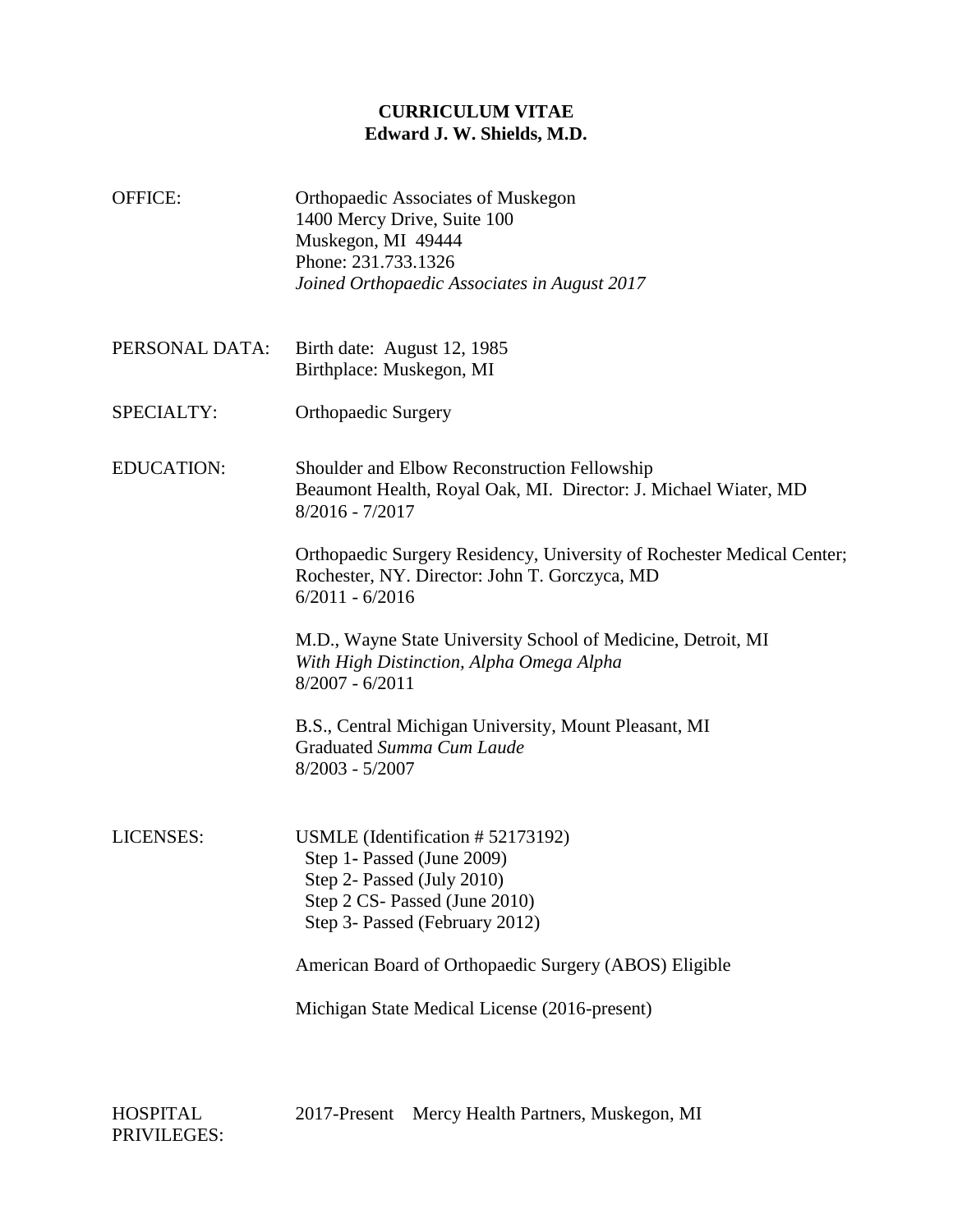# CURRICULUM VITAE
## Edward J. W. Shields, M.D.

**OFFICE:**

Orthopaedic Associates of Muskegon
1400 Mercy Drive, Suite 100
Muskegon, MI 49444
Phone: 231.733.1326
*Joined Orthopaedic Associates in August 2017*

**PERSONAL DATA:**

Birth date: August 12, 1985
Birthplace: Muskegon, MI

**SPECIALTY:**

Orthopaedic Surgery

**EDUCATION:**

Shoulder and Elbow Reconstruction Fellowship
Beaumont Health, Royal Oak, MI. Director: J. Michael Wiater, MD
8/2016 - 7/2017

Orthopaedic Surgery Residency, University of Rochester Medical Center; Rochester, NY. Director: John T. Gorczyca, MD
6/2011 - 6/2016

M.D., Wayne State University School of Medicine, Detroit, MI
*With High Distinction, Alpha Omega Alpha*
8/2007 - 6/2011

B.S., Central Michigan University, Mount Pleasant, MI
Graduated *Summa Cum Laude*
8/2003 - 5/2007

**LICENSES:**

USMLE (Identification # 52173192)
- Step 1- Passed (June 2009)
- Step 2- Passed (July 2010)
- Step 2 CS- Passed (June 2010)
- Step 3- Passed (February 2012)

American Board of Orthopaedic Surgery (ABOS) Eligible

Michigan State Medical License (2016-present)

**HOSPITAL PRIVILEGES:**

2017-Present Mercy Health Partners, Muskegon, MI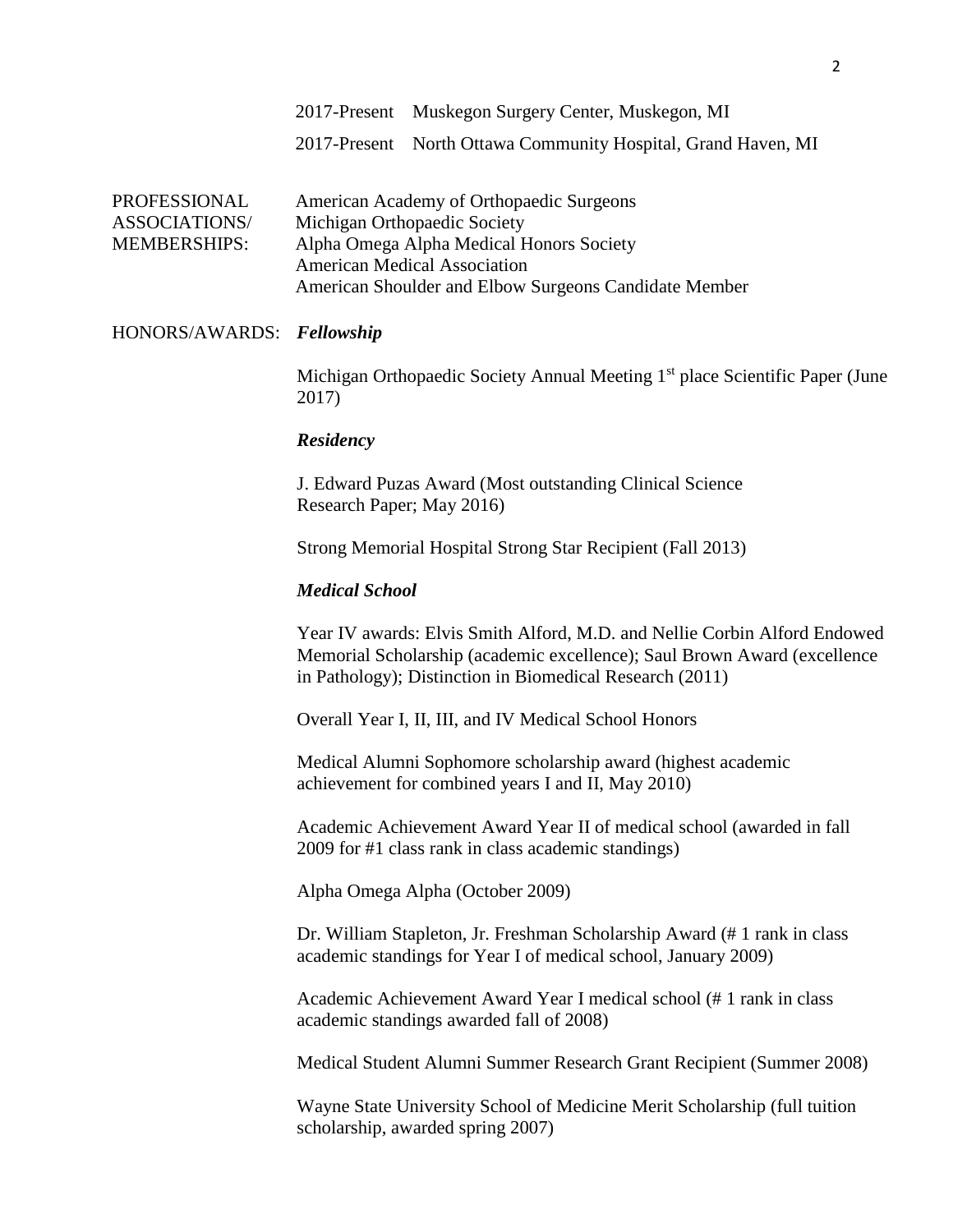2017-Present Muskegon Surgery Center, Muskegon, MI

2017-Present North Ottawa Community Hospital, Grand Haven, MI

PROFESSIONAL ASSOCIATIONS/ MEMBERSHIPS:

American Academy of Orthopaedic Surgeons
Michigan Orthopaedic Society
Alpha Omega Alpha Medical Honors Society
American Medical Association
American Shoulder and Elbow Surgeons Candidate Member

HONORS/AWARDS:

***Fellowship***

Michigan Orthopaedic Society Annual Meeting 1st place Scientific Paper (June 2017)

***Residency***

J. Edward Puzas Award (Most outstanding Clinical Science Research Paper; May 2016)

Strong Memorial Hospital Strong Star Recipient (Fall 2013)

***Medical School***

Year IV awards: Elvis Smith Alford, M.D. and Nellie Corbin Alford Endowed Memorial Scholarship (academic excellence); Saul Brown Award (excellence in Pathology); Distinction in Biomedical Research (2011)

Overall Year I, II, III, and IV Medical School Honors

Medical Alumni Sophomore scholarship award (highest academic achievement for combined years I and II, May 2010)

Academic Achievement Award Year II of medical school (awarded in fall 2009 for #1 class rank in class academic standings)

Alpha Omega Alpha (October 2009)

Dr. William Stapleton, Jr. Freshman Scholarship Award (# 1 rank in class academic standings for Year I of medical school, January 2009)

Academic Achievement Award Year I medical school (# 1 rank in class academic standings awarded fall of 2008)

Medical Student Alumni Summer Research Grant Recipient (Summer 2008)

Wayne State University School of Medicine Merit Scholarship (full tuition scholarship, awarded spring 2007)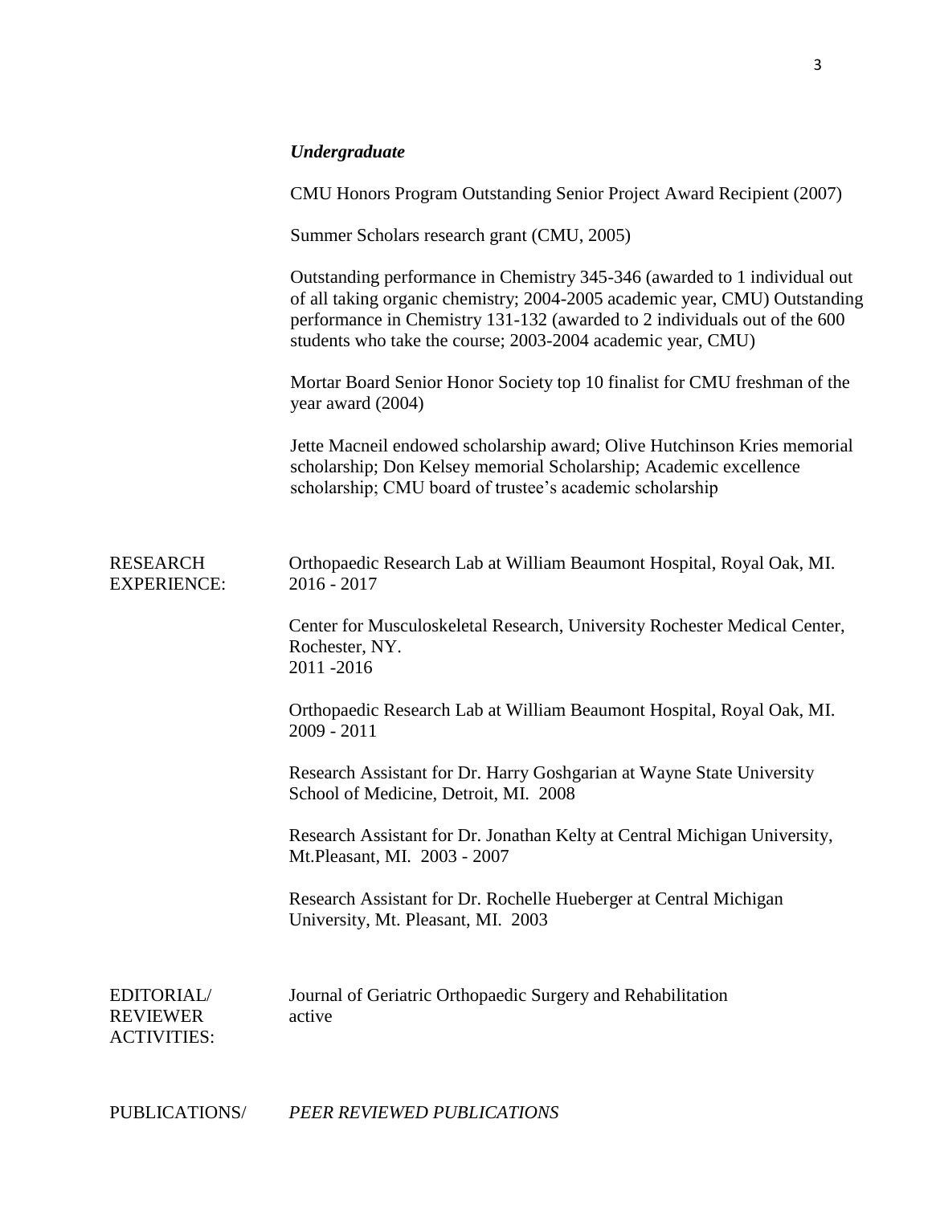*Undergraduate*

CMU Honors Program Outstanding Senior Project Award Recipient (2007)

Summer Scholars research grant (CMU, 2005)

Outstanding performance in Chemistry 345-346 (awarded to 1 individual out of all taking organic chemistry; 2004-2005 academic year, CMU) Outstanding performance in Chemistry 131-132 (awarded to 2 individuals out of the 600 students who take the course; 2003-2004 academic year, CMU)

Mortar Board Senior Honor Society top 10 finalist for CMU freshman of the year award (2004)

Jette Macneil endowed scholarship award; Olive Hutchinson Kries memorial scholarship; Don Kelsey memorial Scholarship; Academic excellence scholarship; CMU board of trustee's academic scholarship

RESEARCH EXPERIENCE:

Orthopaedic Research Lab at William Beaumont Hospital, Royal Oak, MI. 2016 - 2017

Center for Musculoskeletal Research, University Rochester Medical Center, Rochester, NY. 2011 -2016

Orthopaedic Research Lab at William Beaumont Hospital, Royal Oak, MI. 2009 - 2011

Research Assistant for Dr. Harry Goshgarian at Wayne State University School of Medicine, Detroit, MI. 2008

Research Assistant for Dr. Jonathan Kelty at Central Michigan University, Mt.Pleasant, MI. 2003 - 2007

Research Assistant for Dr. Rochelle Hueberger at Central Michigan University, Mt. Pleasant, MI. 2003

EDITORIAL/ REVIEWER ACTIVITIES:

Journal of Geriatric Orthopaedic Surgery and Rehabilitation active

PUBLICATIONS/

*PEER REVIEWED PUBLICATIONS*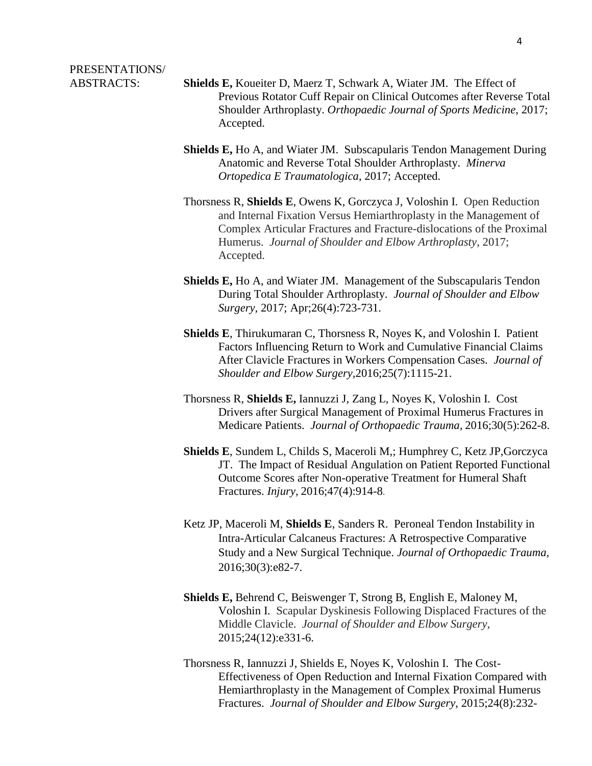PRESENTATIONS/
ABSTRACTS:

**Shields E,** Koueiter D, Maerz T, Schwark A, Wiater JM. The Effect of Previous Rotator Cuff Repair on Clinical Outcomes after Reverse Total Shoulder Arthroplasty. *Orthopaedic Journal of Sports Medicine*, 2017; Accepted.

**Shields E,** Ho A, and Wiater JM. Subscapularis Tendon Management During Anatomic and Reverse Total Shoulder Arthroplasty. *Minerva Ortopedica E Traumatologica*, 2017; Accepted.

Thorsness R, **Shields E**, Owens K, Gorczyca J, Voloshin I. Open Reduction and Internal Fixation Versus Hemiarthroplasty in the Management of Complex Articular Fractures and Fracture-dislocations of the Proximal Humerus. *Journal of Shoulder and Elbow Arthroplasty*, 2017; Accepted.

**Shields E,** Ho A, and Wiater JM. Management of the Subscapularis Tendon During Total Shoulder Arthroplasty. *Journal of Shoulder and Elbow Surgery*, 2017; Apr;26(4):723-731.

**Shields E**, Thirukumaran C, Thorsness R, Noyes K, and Voloshin I. Patient Factors Influencing Return to Work and Cumulative Financial Claims After Clavicle Fractures in Workers Compensation Cases. *Journal of Shoulder and Elbow Surgery*,2016;25(7):1115-21.

Thorsness R, **Shields E,** Iannuzzi J, Zang L, Noyes K, Voloshin I. Cost Drivers after Surgical Management of Proximal Humerus Fractures in Medicare Patients. *Journal of Orthopaedic Trauma*, 2016;30(5):262-8.

**Shields E**, Sundem L, Childs S, Maceroli M,; Humphrey C, Ketz JP,Gorczyca JT. The Impact of Residual Angulation on Patient Reported Functional Outcome Scores after Non-operative Treatment for Humeral Shaft Fractures. *Injury*, 2016;47(4):914-8.

Ketz JP, Maceroli M, **Shields E**, Sanders R. Peroneal Tendon Instability in Intra-Articular Calcaneus Fractures: A Retrospective Comparative Study and a New Surgical Technique. *Journal of Orthopaedic Trauma*, 2016;30(3):e82-7.

**Shields E,** Behrend C, Beiswenger T, Strong B, English E, Maloney M, Voloshin I. Scapular Dyskinesis Following Displaced Fractures of the Middle Clavicle. *Journal of Shoulder and Elbow Surgery*, 2015;24(12):e331-6.

Thorsness R, Iannuzzi J, Shields E, Noyes K, Voloshin I. The Cost-Effectiveness of Open Reduction and Internal Fixation Compared with Hemiarthroplasty in the Management of Complex Proximal Humerus Fractures. *Journal of Shoulder and Elbow Surgery*, 2015;24(8):232-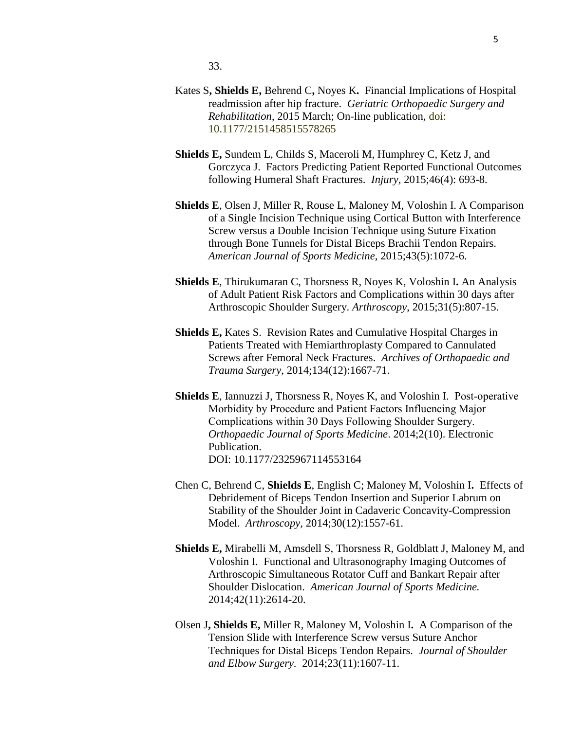33.

Kates S**, Shields E,** Behrend C**,** Noyes K**.** Financial Implications of Hospital readmission after hip fracture. *Geriatric Orthopaedic Surgery and Rehabilitation*, 2015 March; On-line publication, doi: 10.1177/2151458515578265

**Shields E,** Sundem L, Childs S, Maceroli M, Humphrey C, Ketz J, and Gorczyca J. Factors Predicting Patient Reported Functional Outcomes following Humeral Shaft Fractures. *Injury*, 2015;46(4): 693-8.

**Shields E**, Olsen J, Miller R, Rouse L, Maloney M, Voloshin I. A Comparison of a Single Incision Technique using Cortical Button with Interference Screw versus a Double Incision Technique using Suture Fixation through Bone Tunnels for Distal Biceps Brachii Tendon Repairs. *American Journal of Sports Medicine*, 2015;43(5):1072-6.

**Shields E**, Thirukumaran C, Thorsness R, Noyes K, Voloshin I**.** An Analysis of Adult Patient Risk Factors and Complications within 30 days after Arthroscopic Shoulder Surgery. *Arthroscopy*, 2015;31(5):807-15.

**Shields E,** Kates S. Revision Rates and Cumulative Hospital Charges in Patients Treated with Hemiarthroplasty Compared to Cannulated Screws after Femoral Neck Fractures. *Archives of Orthopaedic and Trauma Surgery*, 2014;134(12):1667-71.

**Shields E**, Iannuzzi J, Thorsness R, Noyes K, and Voloshin I. Post-operative Morbidity by Procedure and Patient Factors Influencing Major Complications within 30 Days Following Shoulder Surgery. *Orthopaedic Journal of Sports Medicine*. 2014;2(10). Electronic Publication.
DOI: 10.1177/2325967114553164

Chen C, Behrend C, **Shields E**, English C; Maloney M, Voloshin I**.** Effects of Debridement of Biceps Tendon Insertion and Superior Labrum on Stability of the Shoulder Joint in Cadaveric Concavity-Compression Model. *Arthroscopy*, 2014;30(12):1557-61.

**Shields E,** Mirabelli M, Amsdell S, Thorsness R, Goldblatt J, Maloney M, and Voloshin I. Functional and Ultrasonography Imaging Outcomes of Arthroscopic Simultaneous Rotator Cuff and Bankart Repair after Shoulder Dislocation. *American Journal of Sports Medicine.* 2014;42(11):2614-20.

Olsen J**, Shields E,** Miller R, Maloney M, Voloshin I**.** A Comparison of the Tension Slide with Interference Screw versus Suture Anchor Techniques for Distal Biceps Tendon Repairs. *Journal of Shoulder and Elbow Surgery.* 2014;23(11):1607-11.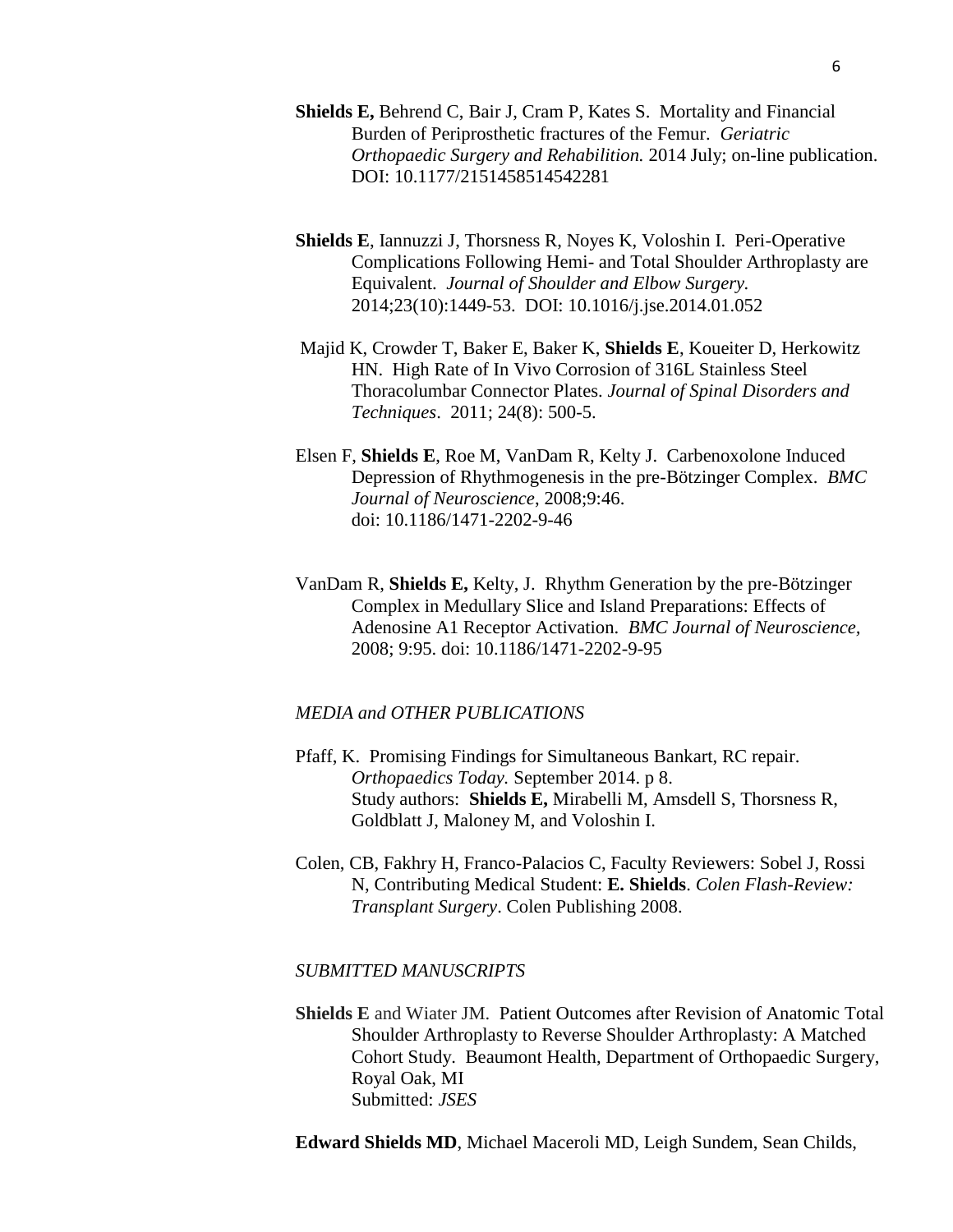**Shields E,** Behrend C, Bair J, Cram P, Kates S. Mortality and Financial Burden of Periprosthetic fractures of the Femur. *Geriatric Orthopaedic Surgery and Rehabilition.* 2014 July; on-line publication. DOI: 10.1177/2151458514542281

**Shields E**, Iannuzzi J, Thorsness R, Noyes K, Voloshin I. Peri-Operative Complications Following Hemi- and Total Shoulder Arthroplasty are Equivalent. *Journal of Shoulder and Elbow Surgery.* 2014;23(10):1449-53. DOI: 10.1016/j.jse.2014.01.052

Majid K, Crowder T, Baker E, Baker K, **Shields E**, Koueiter D, Herkowitz HN. High Rate of In Vivo Corrosion of 316L Stainless Steel Thoracolumbar Connector Plates. *Journal of Spinal Disorders and Techniques*. 2011; 24(8): 500-5.

Elsen F, **Shields E**, Roe M, VanDam R, Kelty J. Carbenoxolone Induced Depression of Rhythmogenesis in the pre-Bötzinger Complex. *BMC Journal of Neuroscience*, 2008;9:46. doi: 10.1186/1471-2202-9-46

VanDam R, **Shields E,** Kelty, J. Rhythm Generation by the pre-Bötzinger Complex in Medullary Slice and Island Preparations: Effects of Adenosine A1 Receptor Activation. *BMC Journal of Neuroscience,* 2008; 9:95. doi: 10.1186/1471-2202-9-95

*MEDIA and OTHER PUBLICATIONS*

Pfaff, K. Promising Findings for Simultaneous Bankart, RC repair. *Orthopaedics Today.* September 2014. p 8. Study authors: **Shields E,** Mirabelli M, Amsdell S, Thorsness R, Goldblatt J, Maloney M, and Voloshin I.

Colen, CB, Fakhry H, Franco-Palacios C, Faculty Reviewers: Sobel J, Rossi N, Contributing Medical Student: **E. Shields**. *Colen Flash-Review: Transplant Surgery*. Colen Publishing 2008.

*SUBMITTED MANUSCRIPTS*

**Shields E** and Wiater JM. Patient Outcomes after Revision of Anatomic Total Shoulder Arthroplasty to Reverse Shoulder Arthroplasty: A Matched Cohort Study. Beaumont Health, Department of Orthopaedic Surgery, Royal Oak, MI
Submitted: *JSES*

**Edward Shields MD**, Michael Maceroli MD, Leigh Sundem, Sean Childs,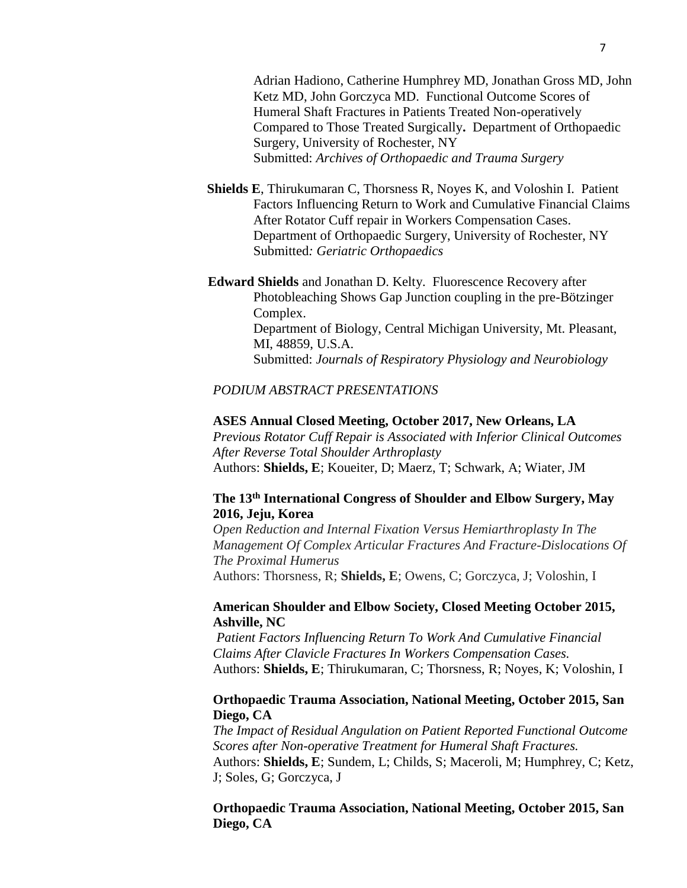Adrian Hadiono, Catherine Humphrey MD, Jonathan Gross MD, John Ketz MD, John Gorczyca MD. Functional Outcome Scores of Humeral Shaft Fractures in Patients Treated Non-operatively Compared to Those Treated Surgically**.** Department of Orthopaedic Surgery, University of Rochester, NY
Submitted: *Archives of Orthopaedic and Trauma Surgery*

**Shields E**, Thirukumaran C, Thorsness R, Noyes K, and Voloshin I. Patient Factors Influencing Return to Work and Cumulative Financial Claims After Rotator Cuff repair in Workers Compensation Cases. Department of Orthopaedic Surgery, University of Rochester, NY
Submitted*: Geriatric Orthopaedics*

**Edward Shields** and Jonathan D. Kelty. Fluorescence Recovery after Photobleaching Shows Gap Junction coupling in the pre-Bötzinger Complex.
Department of Biology, Central Michigan University, Mt. Pleasant, MI, 48859, U.S.A.
Submitted: *Journals of Respiratory Physiology and Neurobiology*

*PODIUM ABSTRACT PRESENTATIONS*

**ASES Annual Closed Meeting, October 2017, New Orleans, LA**
*Previous Rotator Cuff Repair is Associated with Inferior Clinical Outcomes After Reverse Total Shoulder Arthroplasty*
Authors: **Shields, E**; Koueiter, D; Maerz, T; Schwark, A; Wiater, JM

**The 13th International Congress of Shoulder and Elbow Surgery, May 2016, Jeju, Korea**
*Open Reduction and Internal Fixation Versus Hemiarthroplasty In The Management Of Complex Articular Fractures And Fracture-Dislocations Of The Proximal Humerus*
Authors: Thorsness, R; **Shields, E**; Owens, C; Gorczyca, J; Voloshin, I

**American Shoulder and Elbow Society, Closed Meeting October 2015, Ashville, NC**
*Patient Factors Influencing Return To Work And Cumulative Financial Claims After Clavicle Fractures In Workers Compensation Cases.*
Authors: **Shields, E**; Thirukumaran, C; Thorsness, R; Noyes, K; Voloshin, I

**Orthopaedic Trauma Association, National Meeting, October 2015, San Diego, CA**
*The Impact of Residual Angulation on Patient Reported Functional Outcome Scores after Non-operative Treatment for Humeral Shaft Fractures.*
Authors: **Shields, E**; Sundem, L; Childs, S; Maceroli, M; Humphrey, C; Ketz, J; Soles, G; Gorczyca, J

**Orthopaedic Trauma Association, National Meeting, October 2015, San Diego, CA**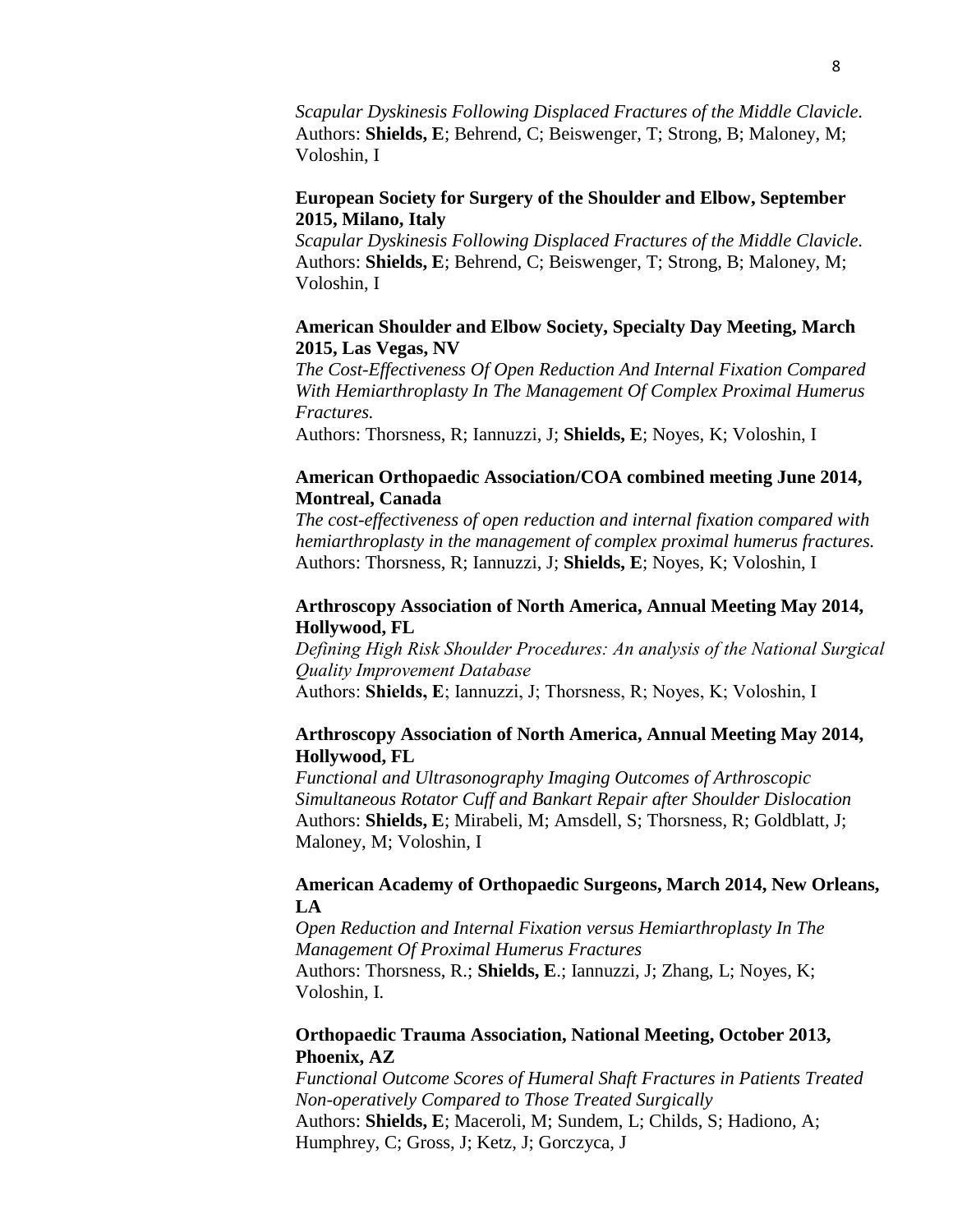*Scapular Dyskinesis Following Displaced Fractures of the Middle Clavicle.*
Authors: **Shields, E**; Behrend, C; Beiswenger, T; Strong, B; Maloney, M; Voloshin, I

**European Society for Surgery of the Shoulder and Elbow, September 2015, Milano, Italy**
*Scapular Dyskinesis Following Displaced Fractures of the Middle Clavicle.*
Authors: **Shields, E**; Behrend, C; Beiswenger, T; Strong, B; Maloney, M; Voloshin, I

**American Shoulder and Elbow Society, Specialty Day Meeting, March 2015, Las Vegas, NV**
*The Cost-Effectiveness Of Open Reduction And Internal Fixation Compared With Hemiarthroplasty In The Management Of Complex Proximal Humerus Fractures.*
Authors: Thorsness, R; Iannuzzi, J; **Shields, E**; Noyes, K; Voloshin, I

**American Orthopaedic Association/COA combined meeting June 2014, Montreal, Canada**
*The cost-effectiveness of open reduction and internal fixation compared with hemiarthroplasty in the management of complex proximal humerus fractures.*
Authors: Thorsness, R; Iannuzzi, J; **Shields, E**; Noyes, K; Voloshin, I

**Arthroscopy Association of North America, Annual Meeting May 2014, Hollywood, FL**
*Defining High Risk Shoulder Procedures: An analysis of the National Surgical Quality Improvement Database*
Authors: **Shields, E**; Iannuzzi, J; Thorsness, R; Noyes, K; Voloshin, I

**Arthroscopy Association of North America, Annual Meeting May 2014, Hollywood, FL**
*Functional and Ultrasonography Imaging Outcomes of Arthroscopic Simultaneous Rotator Cuff and Bankart Repair after Shoulder Dislocation*
Authors: **Shields, E**; Mirabeli, M; Amsdell, S; Thorsness, R; Goldblatt, J; Maloney, M; Voloshin, I

**American Academy of Orthopaedic Surgeons, March 2014, New Orleans, LA**
*Open Reduction and Internal Fixation versus Hemiarthroplasty In The Management Of Proximal Humerus Fractures*
Authors: Thorsness, R.; **Shields, E**.; Iannuzzi, J; Zhang, L; Noyes, K; Voloshin, I.

**Orthopaedic Trauma Association, National Meeting, October 2013, Phoenix, AZ**
*Functional Outcome Scores of Humeral Shaft Fractures in Patients Treated Non-operatively Compared to Those Treated Surgically*
Authors: **Shields, E**; Maceroli, M; Sundem, L; Childs, S; Hadiono, A; Humphrey, C; Gross, J; Ketz, J; Gorczyca, J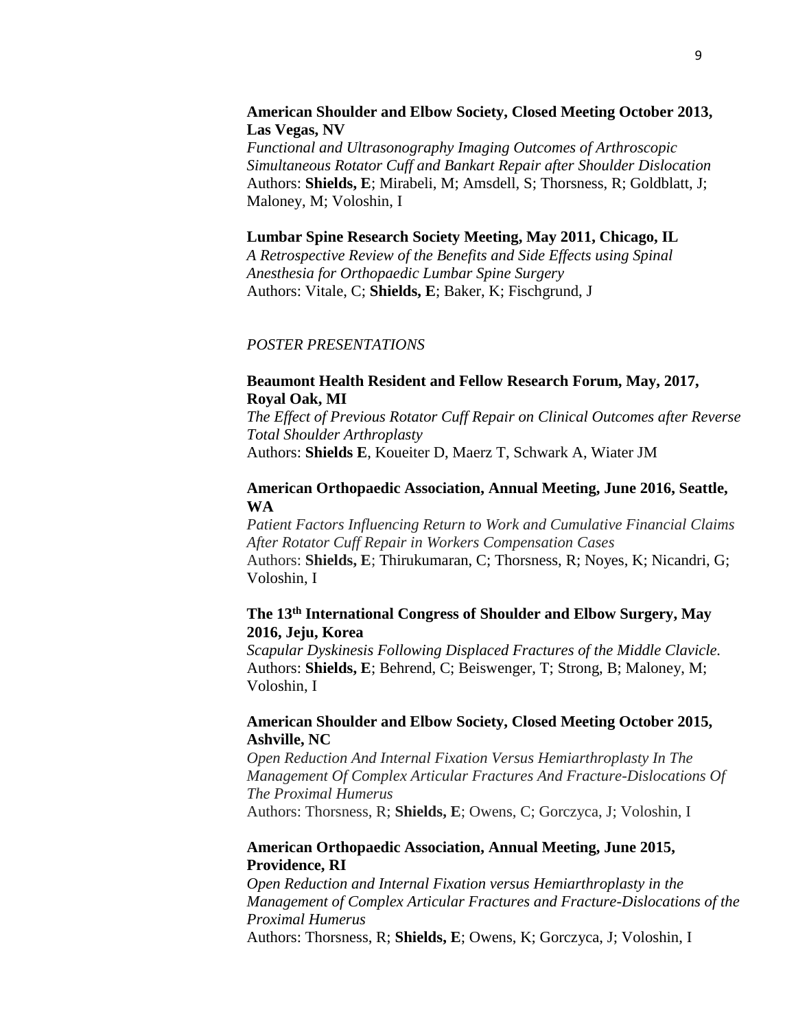**American Shoulder and Elbow Society, Closed Meeting October 2013, Las Vegas, NV**
*Functional and Ultrasonography Imaging Outcomes of Arthroscopic Simultaneous Rotator Cuff and Bankart Repair after Shoulder Dislocation*
Authors: **Shields, E**; Mirabeli, M; Amsdell, S; Thorsness, R; Goldblatt, J; Maloney, M; Voloshin, I

**Lumbar Spine Research Society Meeting, May 2011, Chicago, IL**
*A Retrospective Review of the Benefits and Side Effects using Spinal Anesthesia for Orthopaedic Lumbar Spine Surgery*
Authors: Vitale, C; **Shields, E**; Baker, K; Fischgrund, J

*POSTER PRESENTATIONS*

**Beaumont Health Resident and Fellow Research Forum, May, 2017, Royal Oak, MI**
*The Effect of Previous Rotator Cuff Repair on Clinical Outcomes after Reverse Total Shoulder Arthroplasty*
Authors: **Shields E**, Koueiter D, Maerz T, Schwark A, Wiater JM

**American Orthopaedic Association, Annual Meeting, June 2016, Seattle, WA**
*Patient Factors Influencing Return to Work and Cumulative Financial Claims After Rotator Cuff Repair in Workers Compensation Cases*
Authors: **Shields, E**; Thirukumaran, C; Thorsness, R; Noyes, K; Nicandri, G; Voloshin, I

**The 13th International Congress of Shoulder and Elbow Surgery, May 2016, Jeju, Korea**
*Scapular Dyskinesis Following Displaced Fractures of the Middle Clavicle.*
Authors: **Shields, E**; Behrend, C; Beiswenger, T; Strong, B; Maloney, M; Voloshin, I

**American Shoulder and Elbow Society, Closed Meeting October 2015, Ashville, NC**
*Open Reduction And Internal Fixation Versus Hemiarthroplasty In The Management Of Complex Articular Fractures And Fracture-Dislocations Of The Proximal Humerus*
Authors: Thorsness, R; **Shields, E**; Owens, C; Gorczyca, J; Voloshin, I

**American Orthopaedic Association, Annual Meeting, June 2015, Providence, RI**
*Open Reduction and Internal Fixation versus Hemiarthroplasty in the Management of Complex Articular Fractures and Fracture-Dislocations of the Proximal Humerus*
Authors: Thorsness, R; **Shields, E**; Owens, K; Gorczyca, J; Voloshin, I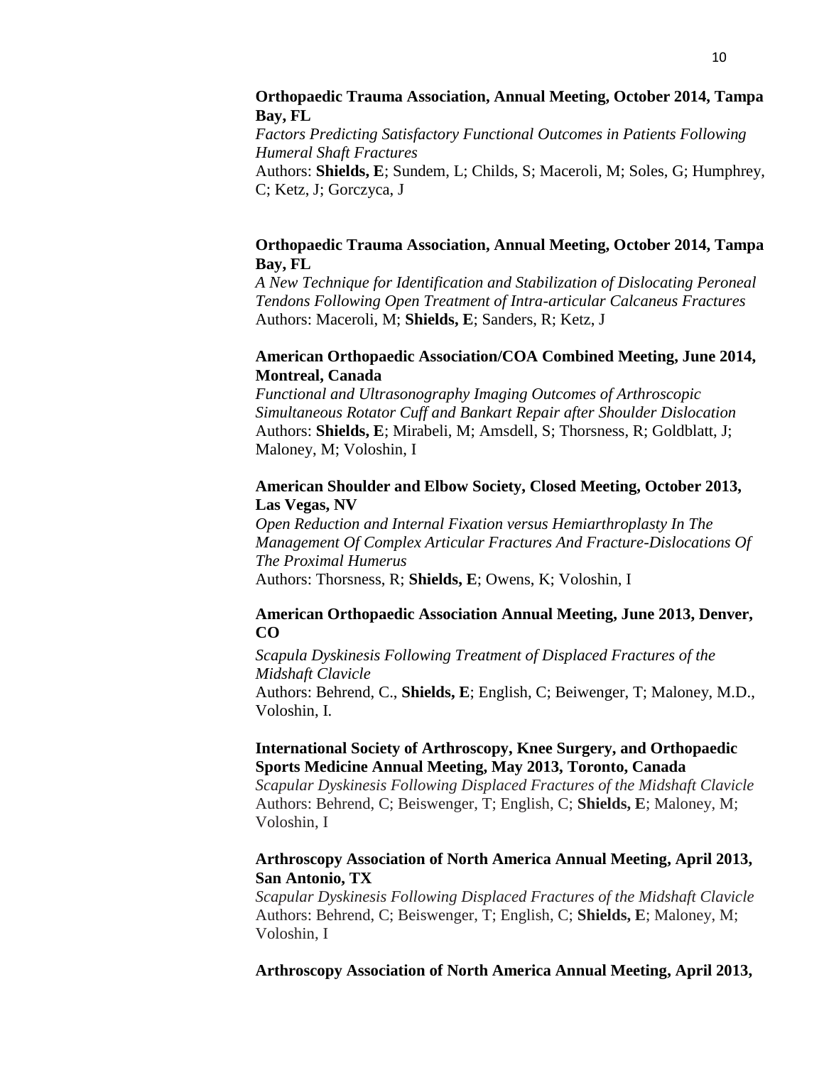**Orthopaedic Trauma Association, Annual Meeting, October 2014, Tampa Bay, FL**
*Factors Predicting Satisfactory Functional Outcomes in Patients Following Humeral Shaft Fractures*
Authors: **Shields, E**; Sundem, L; Childs, S; Maceroli, M; Soles, G; Humphrey, C; Ketz, J; Gorczyca, J

**Orthopaedic Trauma Association, Annual Meeting, October 2014, Tampa Bay, FL**
*A New Technique for Identification and Stabilization of Dislocating Peroneal Tendons Following Open Treatment of Intra-articular Calcaneus Fractures*
Authors: Maceroli, M; **Shields, E**; Sanders, R; Ketz, J

**American Orthopaedic Association/COA Combined Meeting, June 2014, Montreal, Canada**
*Functional and Ultrasonography Imaging Outcomes of Arthroscopic Simultaneous Rotator Cuff and Bankart Repair after Shoulder Dislocation*
Authors: **Shields, E**; Mirabeli, M; Amsdell, S; Thorsness, R; Goldblatt, J; Maloney, M; Voloshin, I

**American Shoulder and Elbow Society, Closed Meeting, October 2013, Las Vegas, NV**
*Open Reduction and Internal Fixation versus Hemiarthroplasty In The Management Of Complex Articular Fractures And Fracture-Dislocations Of The Proximal Humerus*
Authors: Thorsness, R; **Shields, E**; Owens, K; Voloshin, I

**American Orthopaedic Association Annual Meeting, June 2013, Denver, CO**
*Scapula Dyskinesis Following Treatment of Displaced Fractures of the Midshaft Clavicle*
Authors: Behrend, C., **Shields, E**; English, C; Beiwenger, T; Maloney, M.D., Voloshin, I.

**International Society of Arthroscopy, Knee Surgery, and Orthopaedic Sports Medicine Annual Meeting, May 2013, Toronto, Canada**
*Scapular Dyskinesis Following Displaced Fractures of the Midshaft Clavicle*
Authors: Behrend, C; Beiswenger, T; English, C; **Shields, E**; Maloney, M; Voloshin, I

**Arthroscopy Association of North America Annual Meeting, April 2013, San Antonio, TX**
*Scapular Dyskinesis Following Displaced Fractures of the Midshaft Clavicle*
Authors: Behrend, C; Beiswenger, T; English, C; **Shields, E**; Maloney, M; Voloshin, I

**Arthroscopy Association of North America Annual Meeting, April 2013,**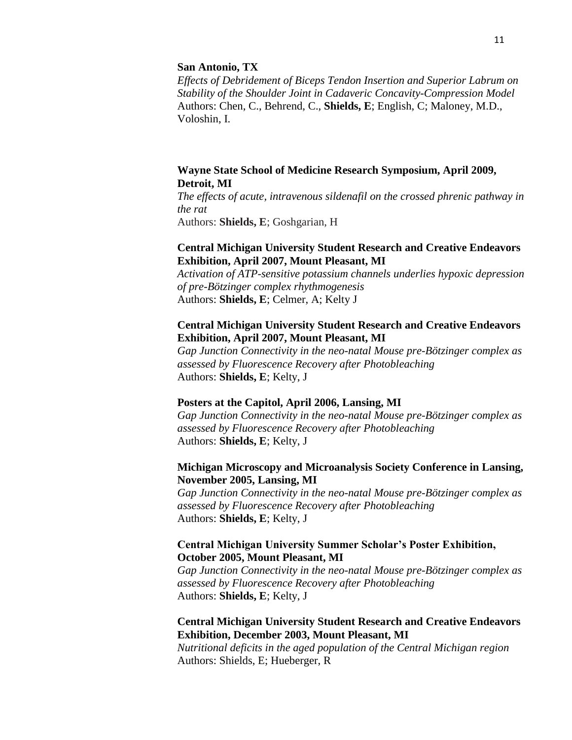**San Antonio, TX**
*Effects of Debridement of Biceps Tendon Insertion and Superior Labrum on Stability of the Shoulder Joint in Cadaveric Concavity-Compression Model*
Authors: Chen, C., Behrend, C., **Shields, E**; English, C; Maloney, M.D., Voloshin, I.

**Wayne State School of Medicine Research Symposium, April 2009, Detroit, MI**
*The effects of acute, intravenous sildenafil on the crossed phrenic pathway in the rat*
Authors: **Shields, E**; Goshgarian, H

**Central Michigan University Student Research and Creative Endeavors Exhibition, April 2007, Mount Pleasant, MI**
*Activation of ATP-sensitive potassium channels underlies hypoxic depression of pre-Bötzinger complex rhythmogenesis*
Authors: **Shields, E**; Celmer, A; Kelty J

**Central Michigan University Student Research and Creative Endeavors Exhibition, April 2007, Mount Pleasant, MI**
*Gap Junction Connectivity in the neo-natal Mouse pre-Bötzinger complex as assessed by Fluorescence Recovery after Photobleaching*
Authors: **Shields, E**; Kelty, J

**Posters at the Capitol, April 2006, Lansing, MI**
*Gap Junction Connectivity in the neo-natal Mouse pre-Bötzinger complex as assessed by Fluorescence Recovery after Photobleaching*
Authors: **Shields, E**; Kelty, J

**Michigan Microscopy and Microanalysis Society Conference in Lansing, November 2005, Lansing, MI**
*Gap Junction Connectivity in the neo-natal Mouse pre-Bötzinger complex as assessed by Fluorescence Recovery after Photobleaching*
Authors: **Shields, E**; Kelty, J

**Central Michigan University Summer Scholar's Poster Exhibition, October 2005, Mount Pleasant, MI**
*Gap Junction Connectivity in the neo-natal Mouse pre-Bötzinger complex as assessed by Fluorescence Recovery after Photobleaching*
Authors: **Shields, E**; Kelty, J

**Central Michigan University Student Research and Creative Endeavors Exhibition, December 2003, Mount Pleasant, MI**
*Nutritional deficits in the aged population of the Central Michigan region*
Authors: Shields, E; Hueberger, R